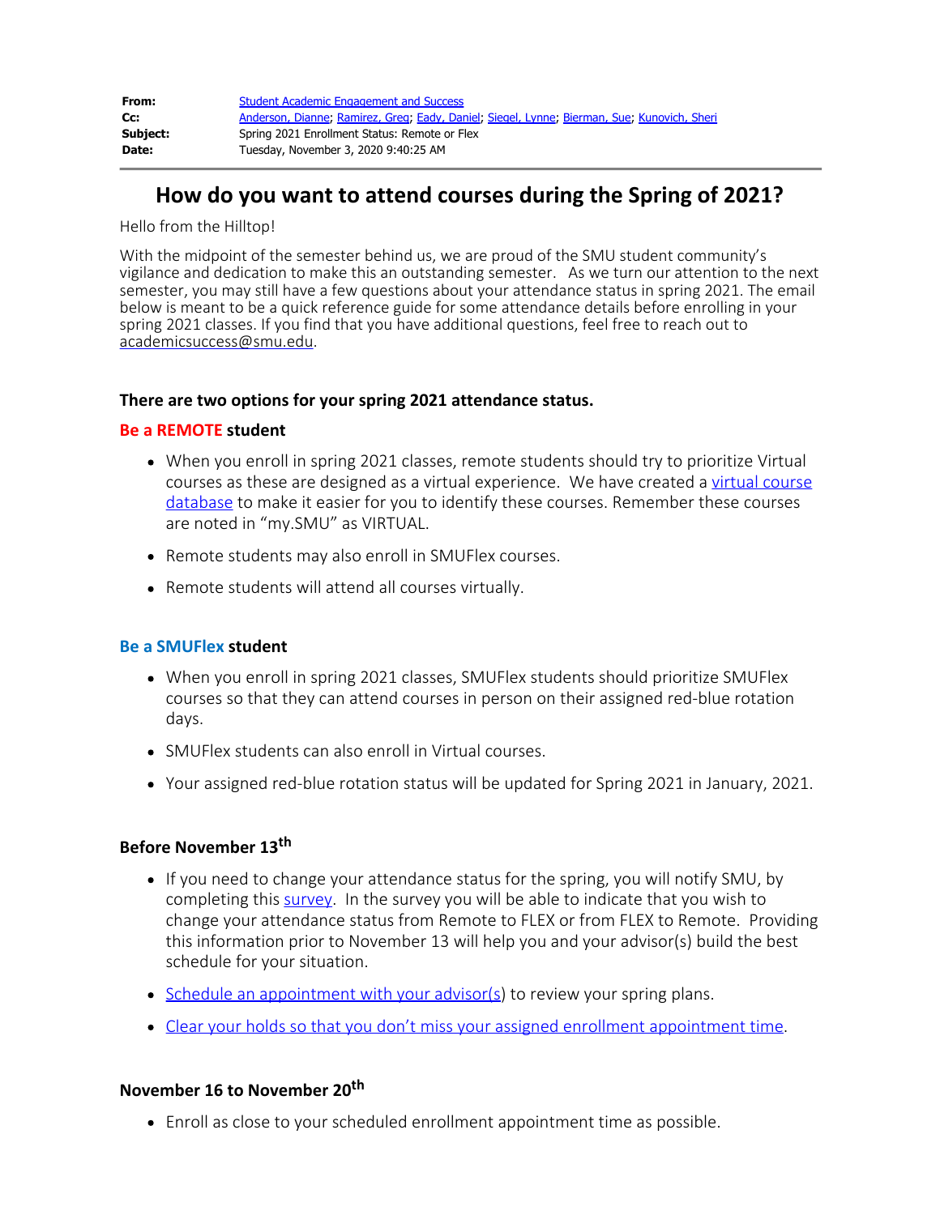| | |
|---|---|
| **From:** | Student Academic Engagement and Success |
| **Cc:** | Anderson, Dianne; Ramirez, Greg; Eady, Daniel; Siegel, Lynne; Bierman, Sue; Kunovich, Sheri |
| **Subject:** | Spring 2021 Enrollment Status: Remote or Flex |
| **Date:** | Tuesday, November 3, 2020 9:40:25 AM |

# How do you want to attend courses during the Spring of 2021?

Hello from the Hilltop!

With the midpoint of the semester behind us, we are proud of the SMU student community's vigilance and dedication to make this an outstanding semester. As we turn our attention to the next semester, you may still have a few questions about your attendance status in spring 2021. The email below is meant to be a quick reference guide for some attendance details before enrolling in your spring 2021 classes. If you find that you have additional questions, feel free to reach out to academicsuccess@smu.edu.

### There are two options for your spring 2021 attendance status.

### Be a REMOTE student

- When you enroll in spring 2021 classes, remote students should try to prioritize Virtual courses as these are designed as a virtual experience. We have created a virtual course database to make it easier for you to identify these courses. Remember these courses are noted in "my.SMU" as VIRTUAL.
- Remote students may also enroll in SMUFlex courses.
- Remote students will attend all courses virtually.

### Be a SMUFlex student

- When you enroll in spring 2021 classes, SMUFlex students should prioritize SMUFlex courses so that they can attend courses in person on their assigned red-blue rotation days.
- SMUFlex students can also enroll in Virtual courses.
- Your assigned red-blue rotation status will be updated for Spring 2021 in January, 2021.

### Before November 13th

- If you need to change your attendance status for the spring, you will notify SMU, by completing this survey. In the survey you will be able to indicate that you wish to change your attendance status from Remote to FLEX or from FLEX to Remote. Providing this information prior to November 13 will help you and your advisor(s) build the best schedule for your situation.
- Schedule an appointment with your advisor(s) to review your spring plans.
- Clear your holds so that you don't miss your assigned enrollment appointment time.

### November 16 to November 20th

- Enroll as close to your scheduled enrollment appointment time as possible.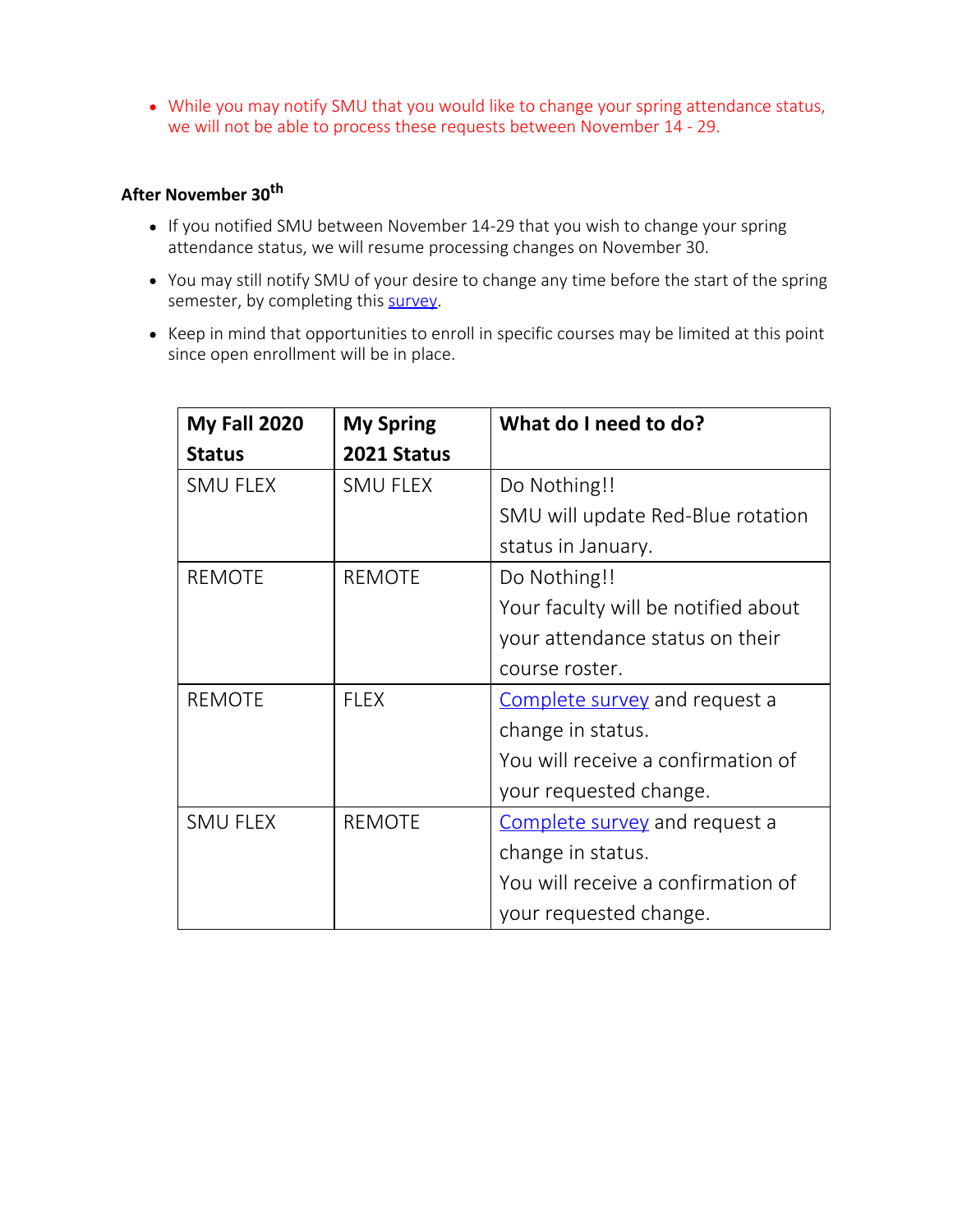- While you may notify SMU that you would like to change your spring attendance status, we will not be able to process these requests between November 14 - 29.

**After November 30th**

- If you notified SMU between November 14-29 that you wish to change your spring attendance status, we will resume processing changes on November 30.
- You may still notify SMU of your desire to change any time before the start of the spring semester, by completing this survey.
- Keep in mind that opportunities to enroll in specific courses may be limited at this point since open enrollment will be in place.

| My Fall 2020 Status | My Spring 2021 Status | What do I need to do? |
|---|---|---|
| SMU FLEX | SMU FLEX | Do Nothing!! SMU will update Red-Blue rotation status in January. |
| REMOTE | REMOTE | Do Nothing!! Your faculty will be notified about your attendance status on their course roster. |
| REMOTE | FLEX | Complete survey and request a change in status. You will receive a confirmation of your requested change. |
| SMU FLEX | REMOTE | Complete survey and request a change in status. You will receive a confirmation of your requested change. |